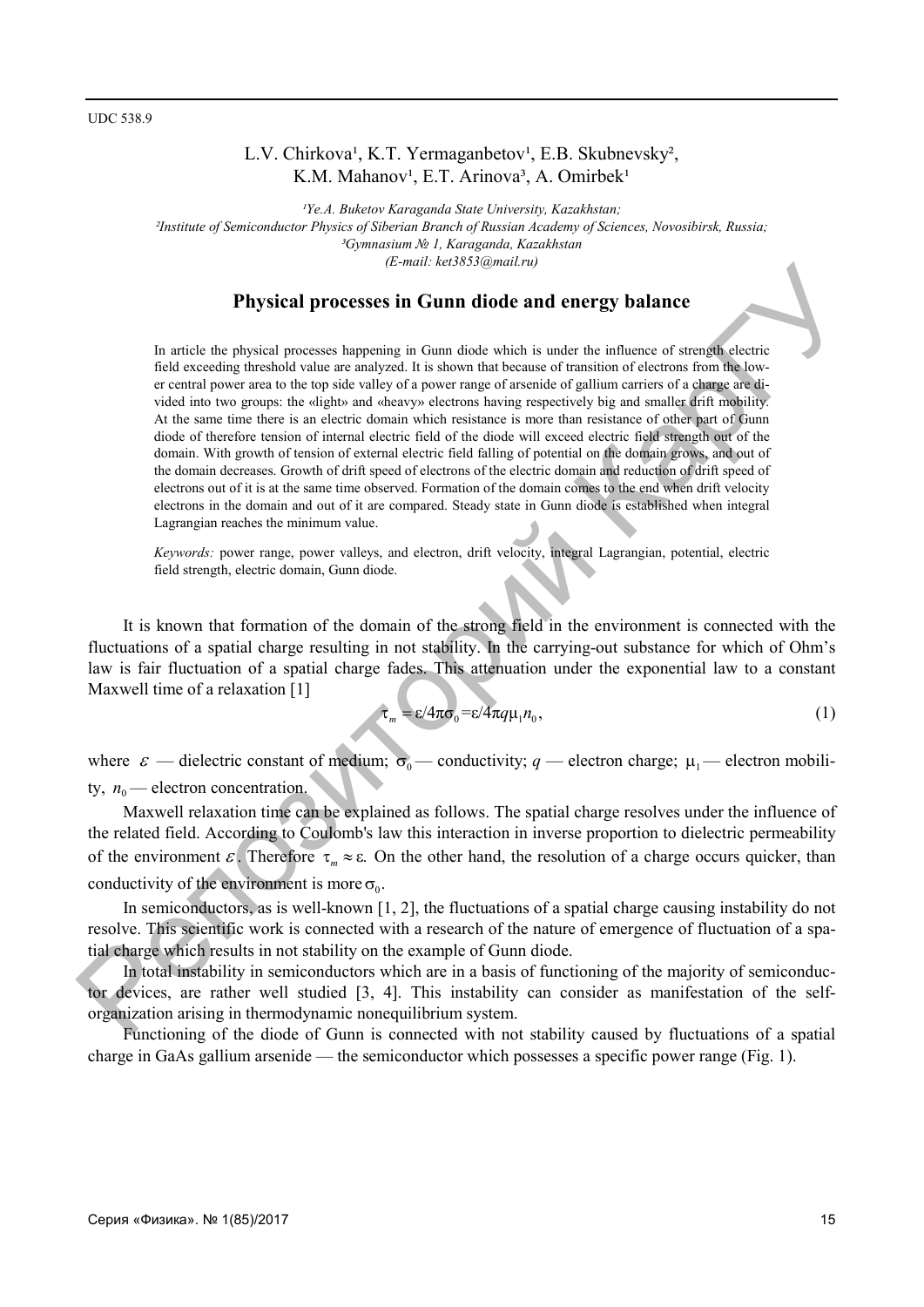UDC 538.9

L.V. Chirkova[1], K.T. Yermaganbetov[1], E.B. Skubnevsky[2], K.M. Mahanov[1], E.T. Arinova[3], A. Omirbek[1]

*[1]Ye.A. Buketov Karaganda State University, Kazakhstan;*
*[2]Institute of Semiconductor Physics of Siberian Branch of Russian Academy of Sciences, Novosibirsk, Russia;*
*[3]Gymnasium № 1, Karaganda, Kazakhstan*
*(E-mail: ket3853@mail.ru)*

# Physical processes in Gunn diode and energy balance

In article the physical processes happening in Gunn diode which is under the influence of strength electric field exceeding threshold value are analyzed. It is shown that because of transition of electrons from the lower central power area to the top side valley of a power range of arsenide of gallium carriers of a charge are divided into two groups: the «light» and «heavy» electrons having respectively big and smaller drift mobility. At the same time there is an electric domain which resistance is more than resistance of other part of Gunn diode of therefore tension of internal electric field of the diode will exceed electric field strength out of the domain. With growth of tension of external electric field falling of potential on the domain grows, and out of the domain decreases. Growth of drift speed of electrons of the electric domain and reduction of drift speed of electrons out of it is at the same time observed. Formation of the domain comes to the end when drift velocity electrons in the domain and out of it are compared. Steady state in Gunn diode is established when integral Lagrangian reaches the minimum value.

*Keywords:* power range, power valleys, and electron, drift velocity, integral Lagrangian, potential, electric field strength, electric domain, Gunn diode.

It is known that formation of the domain of the strong field in the environment is connected with the fluctuations of a spatial charge resulting in not stability. In the carrying-out substance for which of Ohm's law is fair fluctuation of a spatial charge fades. This attenuation under the exponential law to a constant Maxwell time of a relaxation [1]

$$\tau_m = \varepsilon/4\pi\sigma_0 = \varepsilon/4\pi q\mu_1 n_0, \tag{1}$$

where $\varepsilon$ — dielectric constant of medium; $\sigma_0$ — conductivity; $q$ — electron charge; $\mu_1$ — electron mobility, $n_0$ — electron concentration.

Maxwell relaxation time can be explained as follows. The spatial charge resolves under the influence of the related field. According to Coulomb's law this interaction in inverse proportion to dielectric permeability of the environment $\varepsilon$. Therefore $\tau_m \approx \varepsilon$. On the other hand, the resolution of a charge occurs quicker, than conductivity of the environment is more $\sigma_0$.

In semiconductors, as is well-known [1, 2], the fluctuations of a spatial charge causing instability do not resolve. This scientific work is connected with a research of the nature of emergence of fluctuation of a spatial charge which results in not stability on the example of Gunn diode.

In total instability in semiconductors which are in a basis of functioning of the majority of semiconductor devices, are rather well studied [3, 4]. This instability can consider as manifestation of the self-organization arising in thermodynamic nonequilibrium system.

Functioning of the diode of Gunn is connected with not stability caused by fluctuations of a spatial charge in GaAs gallium arsenide — the semiconductor which possesses a specific power range (Fig. 1).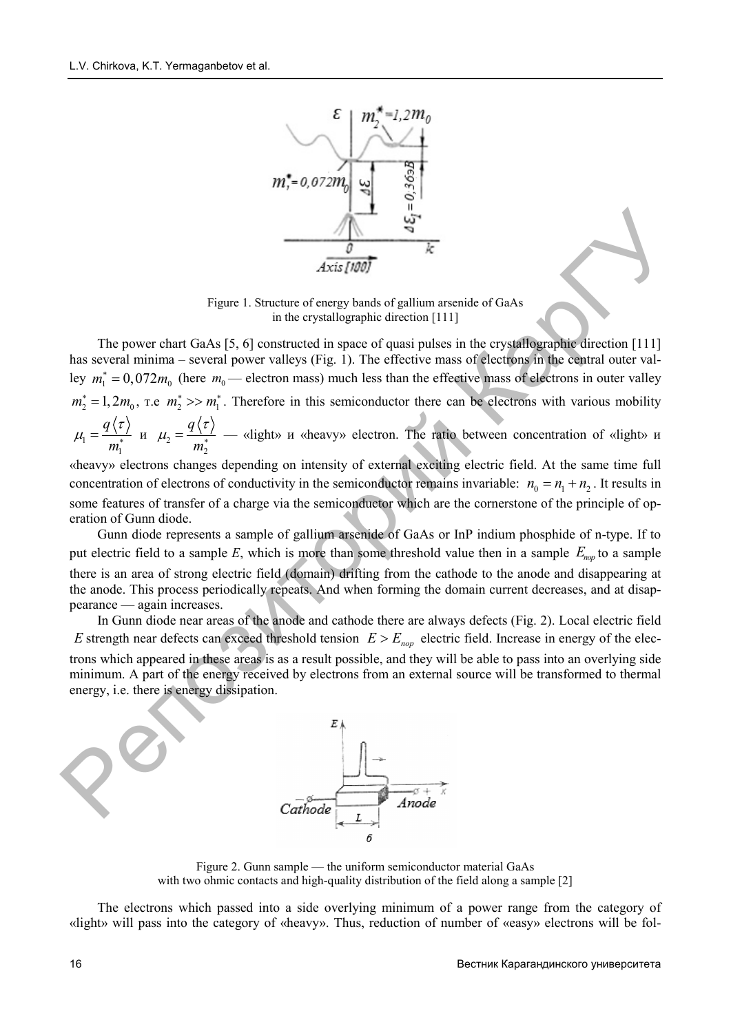Figure 1. Structure of energy bands of gallium arsenide of GaAs in the crystallographic direction [111]

The power chart GaAs [5, 6] constructed in space of quasi pulses in the crystallographic direction [111] has several minima – several power valleys (Fig. 1). The effective mass of electrons in the central outer valley $m_1^* = 0,072m_0$ (here $m_0$ — electron mass) much less than the effective mass of electrons in outer valley $m_2^* = 1,2m_0$, т.е $m_2^* >> m_1^*$. Therefore in this semiconductor there can be electrons with various mobility $\mu_1 = \frac{q\langle\tau\rangle}{m_1^*}$ и $\mu_2 = \frac{q\langle\tau\rangle}{m_2^*}$ — «light» и «heavy» electron. The ratio between concentration of «light» и «heavy» electrons changes depending on intensity of external exciting electric field. At the same time full concentration of electrons of conductivity in the semiconductor remains invariable: $n_0 = n_1 + n_2$. It results in some features of transfer of a charge via the semiconductor which are the cornerstone of the principle of operation of Gunn diode.

Gunn diode represents a sample of gallium arsenide of GaAs or InP indium phosphide of n-type. If to put electric field to a sample *E*, which is more than some threshold value then in a sample $E_{пор}$ to a sample there is an area of strong electric field (domain) drifting from the cathode to the anode and disappearing at the anode. This process periodically repeats. And when forming the domain current decreases, and at disappearance — again increases.

In Gunn diode near areas of the anode and cathode there are always defects (Fig. 2). Local electric field *E* strength near defects can exceed threshold tension $E > E_{пор}$ electric field. Increase in energy of the electrons which appeared in these areas is as a result possible, and they will be able to pass into an overlying side minimum. A part of the energy received by electrons from an external source will be transformed to thermal energy, i.e. there is energy dissipation.

Figure 2. Gunn sample — the uniform semiconductor material GaAs with two ohmic contacts and high-quality distribution of the field along a sample [2]

The electrons which passed into a side overlying minimum of a power range from the category of «light» will pass into the category of «heavy». Thus, reduction of number of «easy» electrons will be fol-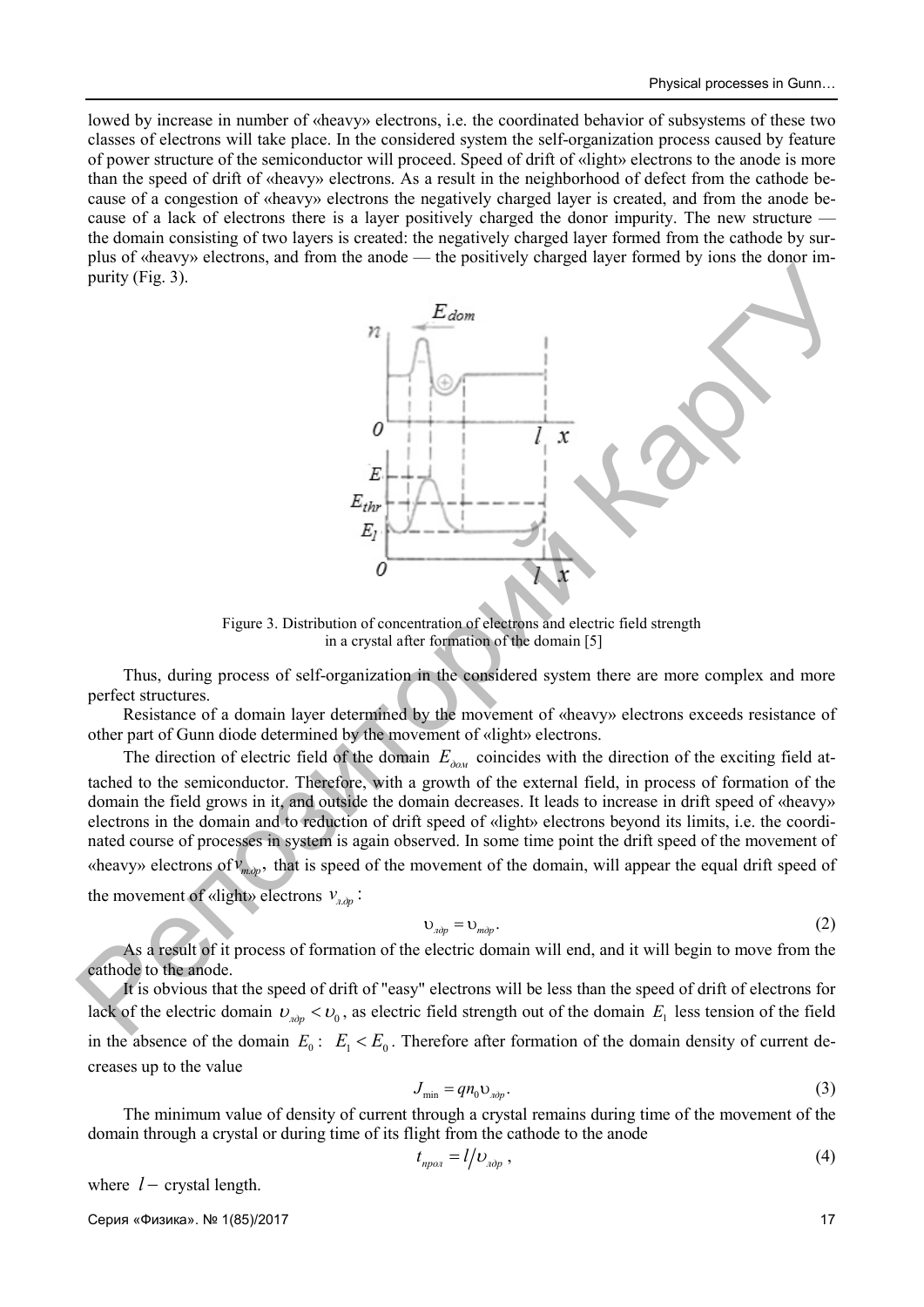lowed by increase in number of «heavy» electrons, i.e. the coordinated behavior of subsystems of these two classes of electrons will take place. In the considered system the self-organization process caused by feature of power structure of the semiconductor will proceed. Speed of drift of «light» electrons to the anode is more than the speed of drift of «heavy» electrons. As a result in the neighborhood of defect from the cathode because of a congestion of «heavy» electrons the negatively charged layer is created, and from the anode because of a lack of electrons there is a layer positively charged the donor impurity. The new structure — the domain consisting of two layers is created: the negatively charged layer formed from the cathode by surplus of «heavy» electrons, and from the anode — the positively charged layer formed by ions the donor impurity (Fig. 3).

Figure 3. Distribution of concentration of electrons and electric field strength in a crystal after formation of the domain [5]

Thus, during process of self-organization in the considered system there are more complex and more perfect structures.

Resistance of a domain layer determined by the movement of «heavy» electrons exceeds resistance of other part of Gunn diode determined by the movement of «light» electrons.

The direction of electric field of the domain $E_{дом}$ coincides with the direction of the exciting field attached to the semiconductor. Therefore, with a growth of the external field, in process of formation of the domain the field grows in it, and outside the domain decreases. It leads to increase in drift speed of «heavy» electrons in the domain and to reduction of drift speed of «light» electrons beyond its limits, i.e. the coordinated course of processes in system is again observed. In some time point the drift speed of the movement of «heavy» electrons of $v_{т.др}$, that is speed of the movement of the domain, will appear the equal drift speed of the movement of «light» electrons $v_{л.др}$:

$$\upsilon_{лдр} = \upsilon_{тдр}. \tag{2}$$

As a result of it process of formation of the electric domain will end, and it will begin to move from the cathode to the anode.

It is obvious that the speed of drift of "easy" electrons will be less than the speed of drift of electrons for lack of the electric domain $\upsilon_{лдр} < \upsilon_0$, as electric field strength out of the domain $E_1$ less tension of the field in the absence of the domain $E_0$: $E_1 < E_0$. Therefore after formation of the domain density of current decreases up to the value

$$J_{\min} = qn_0\upsilon_{лдр}. \tag{3}$$

The minimum value of density of current through a crystal remains during time of the movement of the domain through a crystal or during time of its flight from the cathode to the anode

$$t_{прол} = l/\upsilon_{лдр}, \tag{4}$$

where $l$ − crystal length.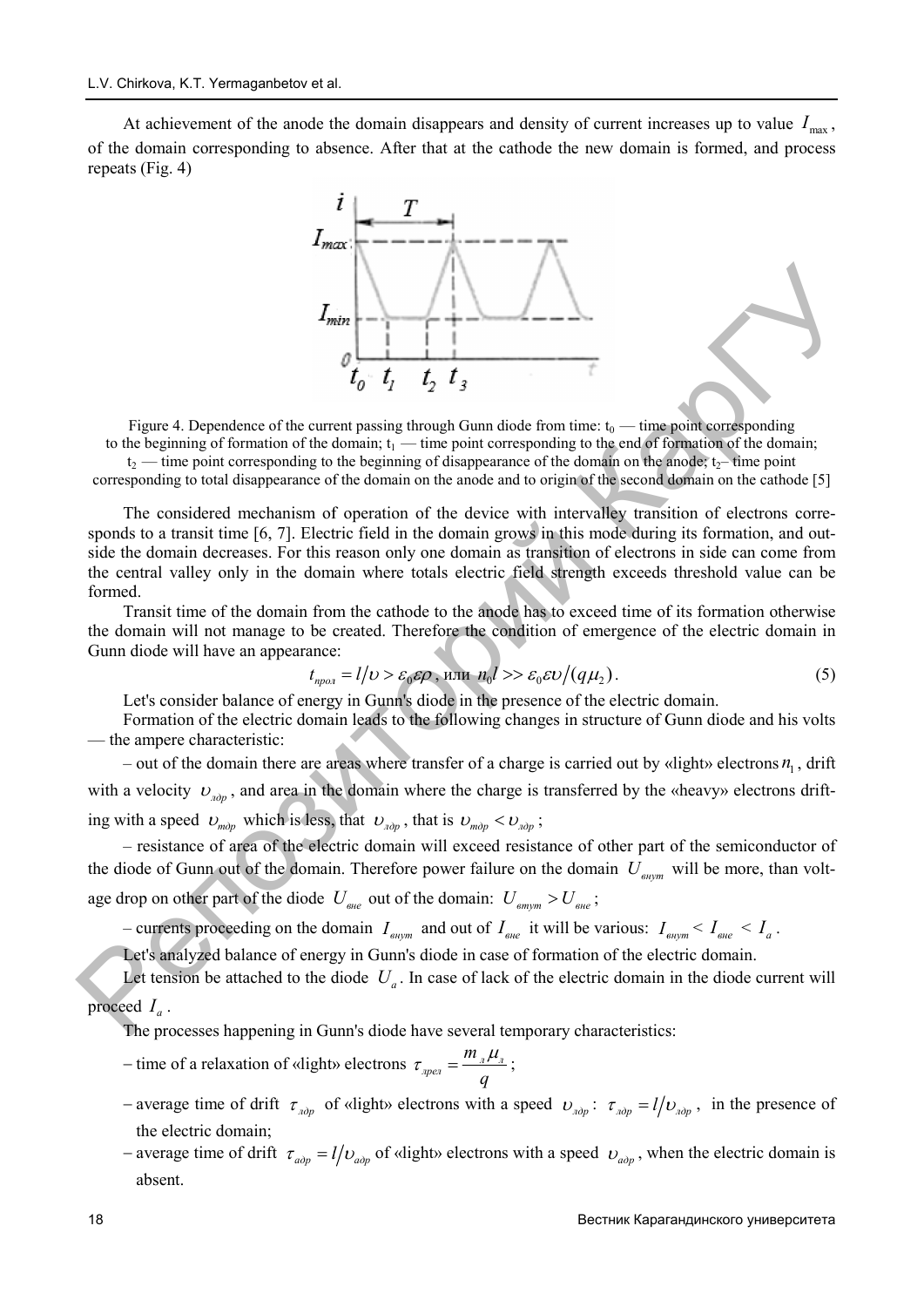At achievement of the anode the domain disappears and density of current increases up to value $I_{\max}$, of the domain corresponding to absence. After that at the cathode the new domain is formed, and process repeats (Fig. 4)

Figure 4. Dependence of the current passing through Gunn diode from time: $t_0$ — time point corresponding to the beginning of formation of the domain; $t_1$ — time point corresponding to the end of formation of the domain; $t_2$ — time point corresponding to the beginning of disappearance of the domain on the anode; $t_2$– time point corresponding to total disappearance of the domain on the anode and to origin of the second domain on the cathode [5]

The considered mechanism of operation of the device with intervalley transition of electrons corresponds to a transit time [6, 7]. Electric field in the domain grows in this mode during its formation, and outside the domain decreases. For this reason only one domain as transition of electrons in side can come from the central valley only in the domain where totals electric field strength exceeds threshold value can be formed.

Transit time of the domain from the cathode to the anode has to exceed time of its formation otherwise the domain will not manage to be created. Therefore the condition of emergence of the electric domain in Gunn diode will have an appearance:

$$t_{прол} = l/\upsilon > \varepsilon_0 \varepsilon \rho \text{, или } n_0 l >> \varepsilon_0 \varepsilon \upsilon / (q \mu_2). \tag{5}$$

Let's consider balance of energy in Gunn's diode in the presence of the electric domain.

Formation of the electric domain leads to the following changes in structure of Gunn diode and his volts — the ampere characteristic:

– out of the domain there are areas where transfer of a charge is carried out by «light» electrons $n_1$, drift with a velocity $\upsilon_{лдр}$, and area in the domain where the charge is transferred by the «heavy» electrons drifting with a speed $\upsilon_{тдр}$ which is less, that $\upsilon_{лдр}$, that is $\upsilon_{тдр} < \upsilon_{лдр}$;

– resistance of area of the electric domain will exceed resistance of other part of the semiconductor of the diode of Gunn out of the domain. Therefore power failure on the domain $U_{внут}$ will be more, than voltage drop on other part of the diode $U_{вне}$ out of the domain: $U_{втут} > U_{вне}$;

– currents proceeding on the domain $I_{внут}$ and out of $I_{вне}$ it will be various: $I_{внут} < I_{вне} < I_a$.

Let's analyzed balance of energy in Gunn's diode in case of formation of the electric domain.

Let tension be attached to the diode $U_a$. In case of lack of the electric domain in the diode current will proceed $I_a$.

The processes happening in Gunn's diode have several temporary characteristics:

- time of a relaxation of «light» electrons $\tau_{лрел} = \dfrac{m_л \mu_л}{q}$;
- average time of drift $\tau_{лдр}$ of «light» electrons with a speed $\upsilon_{лдр}$: $\tau_{лдр} = l/\upsilon_{лдр}$, in the presence of the electric domain;
- average time of drift $\tau_{адр} = l/\upsilon_{адр}$ of «light» electrons with a speed $\upsilon_{адр}$, when the electric domain is absent.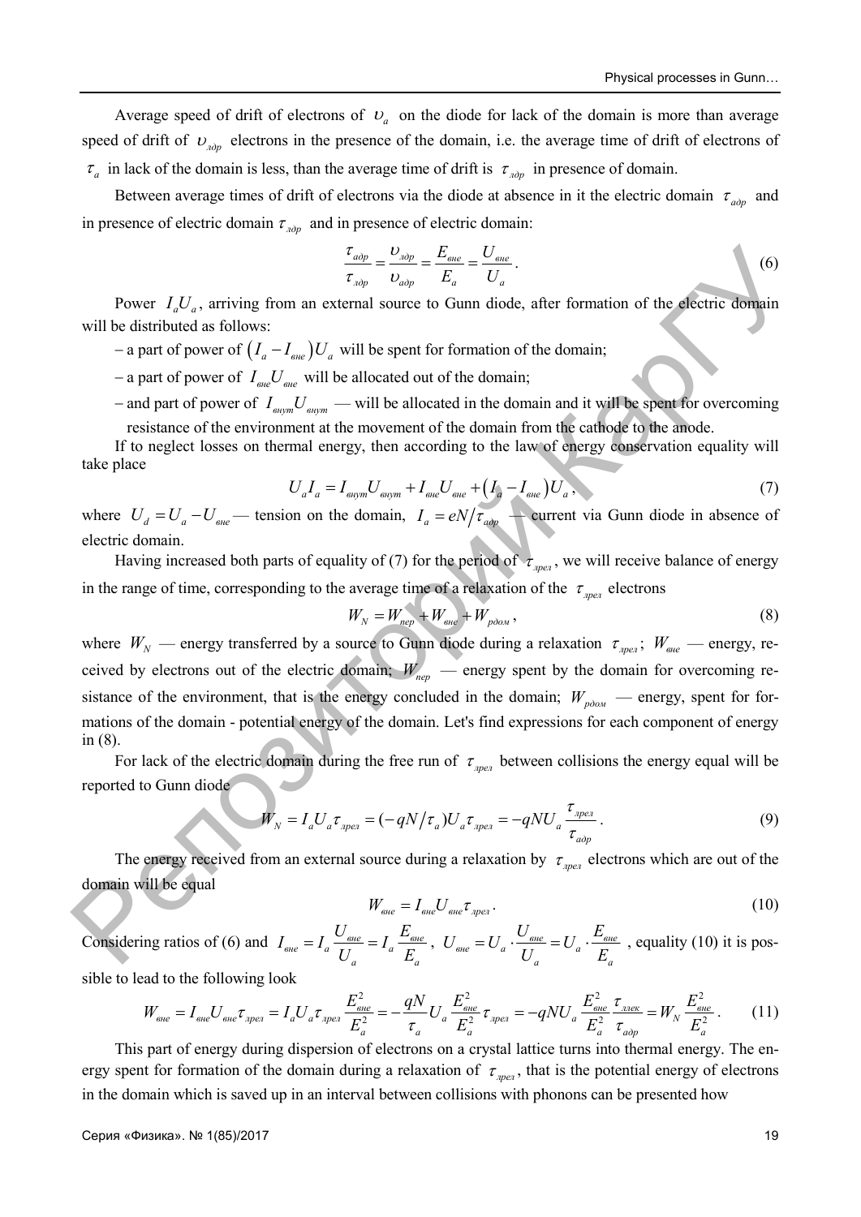Average speed of drift of electrons of $\upsilon_a$ on the diode for lack of the domain is more than average speed of drift of $\upsilon_{лдр}$ electrons in the presence of the domain, i.e. the average time of drift of electrons of $\tau_a$ in lack of the domain is less, than the average time of drift is $\tau_{лдр}$ in presence of domain.

Between average times of drift of electrons via the diode at absence in it the electric domain $\tau_{адр}$ and in presence of electric domain $\tau_{лдр}$ and in presence of electric domain:

$$\frac{\tau_{адр}}{\tau_{лдр}} = \frac{\upsilon_{лдр}}{\upsilon_{адр}} = \frac{E_{вне}}{E_a} = \frac{U_{вне}}{U_a}. \tag{6}$$

Power $I_a U_a$, arriving from an external source to Gunn diode, after formation of the electric domain will be distributed as follows:

– a part of power of $(I_a - I_{вне})U_a$ will be spent for formation of the domain;

– a part of power of $I_{вне}U_{вне}$ will be allocated out of the domain;

– and part of power of $I_{внут}U_{внут}$ — will be allocated in the domain and it will be spent for overcoming resistance of the environment at the movement of the domain from the cathode to the anode.

If to neglect losses on thermal energy, then according to the law of energy conservation equality will take place

$$U_a I_a = I_{внут}U_{внут} + I_{вне}U_{вне} + (I_a - I_{вне})U_a, \tag{7}$$

where $U_d = U_a - U_{вне}$ — tension on the domain, $I_a = eN/\tau_{адр}$ — current via Gunn diode in absence of electric domain.

Having increased both parts of equality of (7) for the period of $\tau_{лрел}$, we will receive balance of energy in the range of time, corresponding to the average time of a relaxation of the $\tau_{лрел}$ electrons

$$W_N = W_{пер} + W_{вне} + W_{рдом}, \tag{8}$$

where $W_N$ — energy transferred by a source to Gunn diode during a relaxation $\tau_{лрел}$; $W_{вне}$ — energy, received by electrons out of the electric domain; $W_{пер}$ — energy spent by the domain for overcoming resistance of the environment, that is the energy concluded in the domain; $W_{рдом}$ — energy, spent for formations of the domain - potential energy of the domain. Let's find expressions for each component of energy in (8).

For lack of the electric domain during the free run of $\tau_{лрел}$ between collisions the energy equal will be reported to Gunn diode

$$W_N = I_a U_a \tau_{лрел} = (-qN/\tau_a)U_a \tau_{лрел} = -qNU_a \frac{\tau_{лрел}}{\tau_{адр}}. \tag{9}$$

The energy received from an external source during a relaxation by $\tau_{лрел}$ electrons which are out of the domain will be equal

$$W_{вне} = I_{вне}U_{вне}\tau_{лрел}. \tag{10}$$

Considering ratios of (6) and $I_{вне} = I_a \dfrac{U_{вне}}{U_a} = I_a \dfrac{E_{вне}}{E_a}$, $U_{вне} = U_a \cdot \dfrac{U_{вне}}{U_a} = U_a \cdot \dfrac{E_{вне}}{E_a}$, equality (10) it is possible to lead to the following look

$$W_{вне} = I_{вне}U_{вне}\tau_{лрел} = I_a U_a \tau_{лрел} \frac{E_{вне}^2}{E_a^2} = -\frac{qN}{\tau_a} U_a \frac{E_{вне}^2}{E_a^2}\tau_{лрел} = -qNU_a \frac{E_{вне}^2}{E_a^2}\frac{\tau_{ллек}}{\tau_{адр}} = W_N \frac{E_{вне}^2}{E_a^2}. \tag{11}$$

This part of energy during dispersion of electrons on a crystal lattice turns into thermal energy. The energy spent for formation of the domain during a relaxation of $\tau_{лрел}$, that is the potential energy of electrons in the domain which is saved up in an interval between collisions with phonons can be presented how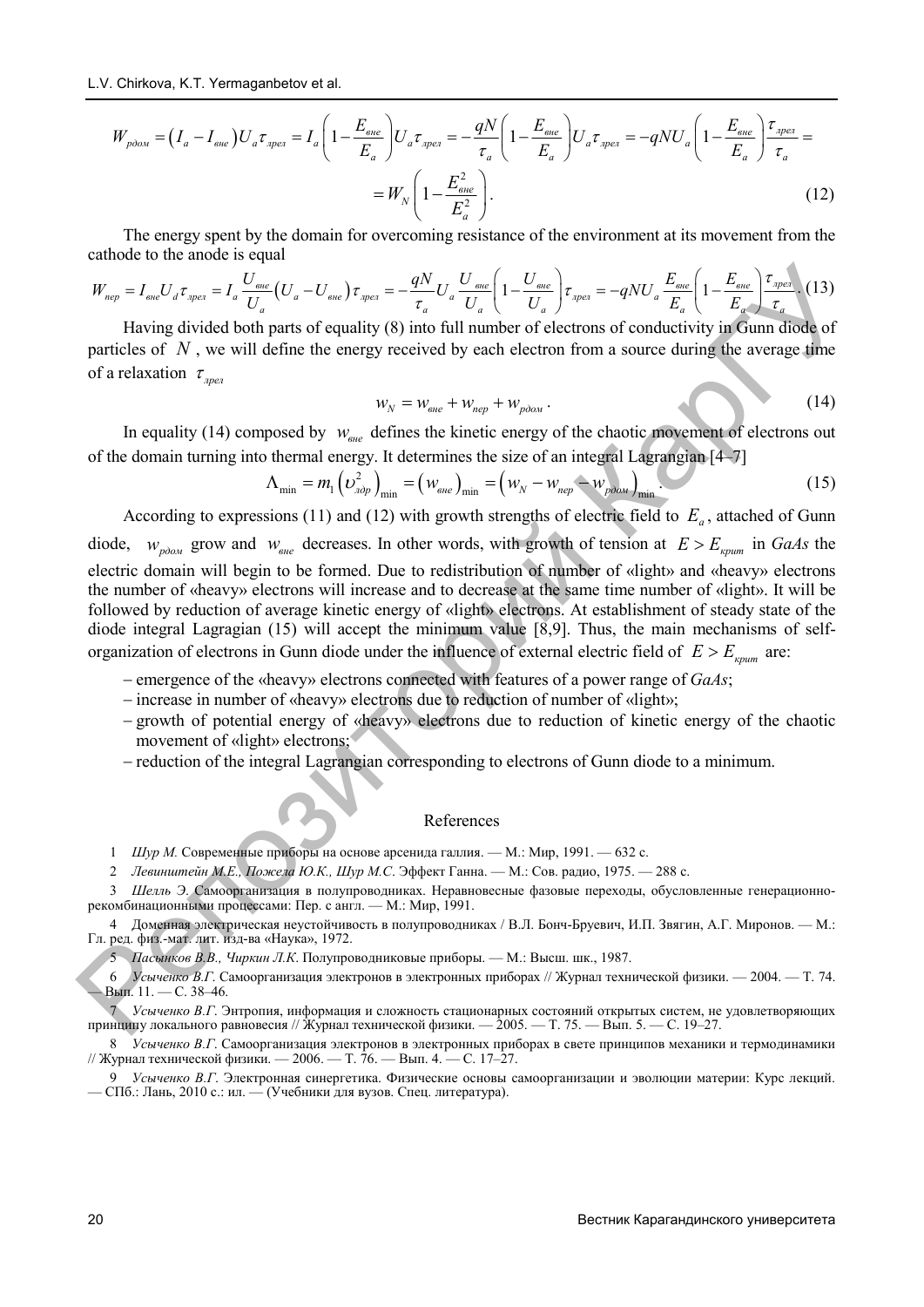$$W_{рдом} = \left(I_a - I_{вне}\right)U_a \tau_{дрел} = I_a\left(1 - \frac{E_{вне}}{E_a}\right)U_a \tau_{дрел} = -\frac{qN}{\tau_a}\left(1 - \frac{E_{вне}}{E_a}\right)U_a \tau_{дрел} = -qNU_a\left(1 - \frac{E_{вне}}{E_a}\right)\frac{\tau_{дрел}}{\tau_a} =$$

$$= W_N\left(1 - \frac{E_{вне}^2}{E_a^2}\right). \quad (12)$$

The energy spent by the domain for overcoming resistance of the environment at its movement from the cathode to the anode is equal

$$W_{пер} = I_{вне}U_d \tau_{дрел} = I_a \frac{U_{вне}}{U_a}\left(U_a - U_{вне}\right)\tau_{дрел} = -\frac{qN}{\tau_a}U_a\frac{U_{вне}}{U_a}\left(1 - \frac{U_{вне}}{U_a}\right)\tau_{дрел} = -qNU_a\frac{E_{вне}}{E_a}\left(1 - \frac{E_{вне}}{E_a}\right)\frac{\tau_{дрел}}{\tau_a}. \quad (13)$$

Having divided both parts of equality (8) into full number of electrons of conductivity in Gunn diode of particles of $N$, we will define the energy received by each electron from a source during the average time of a relaxation $\tau_{дрел}$

$$w_N = w_{вне} + w_{пер} + w_{рдом}. \quad (14)$$

In equality (14) composed by $w_{вне}$ defines the kinetic energy of the chaotic movement of electrons out of the domain turning into thermal energy. It determines the size of an integral Lagrangian [4–7]

$$\Lambda_{\min} = m_1\left(\upsilon_{лдр}^2\right)_{\min} = \left(w_{вне}\right)_{\min} = \left(w_N - w_{пер} - w_{рдом}\right)_{\min}. \quad (15)$$

According to expressions (11) and (12) with growth strengths of electric field to $E_a$, attached of Gunn diode, $w_{рдом}$ grow and $w_{вне}$ decreases. In other words, with growth of tension at $E > E_{крит}$ in *GaAs* the electric domain will begin to be formed. Due to redistribution of number of «light» and «heavy» electrons the number of «heavy» electrons will increase and to decrease at the same time number of «light». It will be followed by reduction of average kinetic energy of «light» electrons. At establishment of steady state of the diode integral Lagragian (15) will accept the minimum value [8,9]. Thus, the main mechanisms of self-organization of electrons in Gunn diode under the influence of external electric field of $E > E_{крит}$ are:

- emergence of the «heavy» electrons connected with features of a power range of *GaAs*;
- increase in number of «heavy» electrons due to reduction of number of «light»;
- growth of potential energy of «heavy» electrons due to reduction of kinetic energy of the chaotic movement of «light» electrons;
- reduction of the integral Lagrangian corresponding to electrons of Gunn diode to a minimum.

## References

1 *Шур М.* Современные приборы на основе арсенида галлия. — М.: Мир, 1991. — 632 с.

2 *Левинштейн М.Е., Пожела Ю.К., Шур М.С.* Эффект Ганна. — М.: Сов. радио, 1975. — 288 с.

3 *Шелль Э.* Самоорганизация в полупроводниках. Неравновесные фазовые переходы, обусловленные генерационно-рекомбинационными процессами: Пер. с англ. — М.: Мир, 1991.

4 Доменная электрическая неустойчивость в полупроводниках / В.Л. Бонч-Бруевич, И.П. Звягин, А.Г. Миронов. — М.: Гл. ред. физ.-мат. лит. изд-ва «Наука», 1972.

5 *Пасынков В.В., Чиркин Л.К.* Полупроводниковые приборы. — М.: Высш. шк., 1987.

6 *Усыченко В.Г.* Самоорганизация электронов в электронных приборах // Журнал технической физики. — 2004. — Т. 74. — Вып. 11. — С. 38–46.

7 *Усыченко В.Г.* Энтропия, информация и сложность стационарных состояний открытых систем, не удовлетворяющих принципу локального равновесия // Журнал технической физики. — 2005. — Т. 75. — Вып. 5. — С. 19–27.

8 *Усыченко В.Г.* Самоорганизация электронов в электронных приборах в свете принципов механики и термодинамики // Журнал технической физики. — 2006. — Т. 76. — Вып. 4. — С. 17–27.

9 *Усыченко В.Г.* Электронная синергетика. Физические основы самоорганизации и эволюции материи: Курс лекций. — СПб.: Лань, 2010 с.: ил. — (Учебники для вузов. Спец. литература).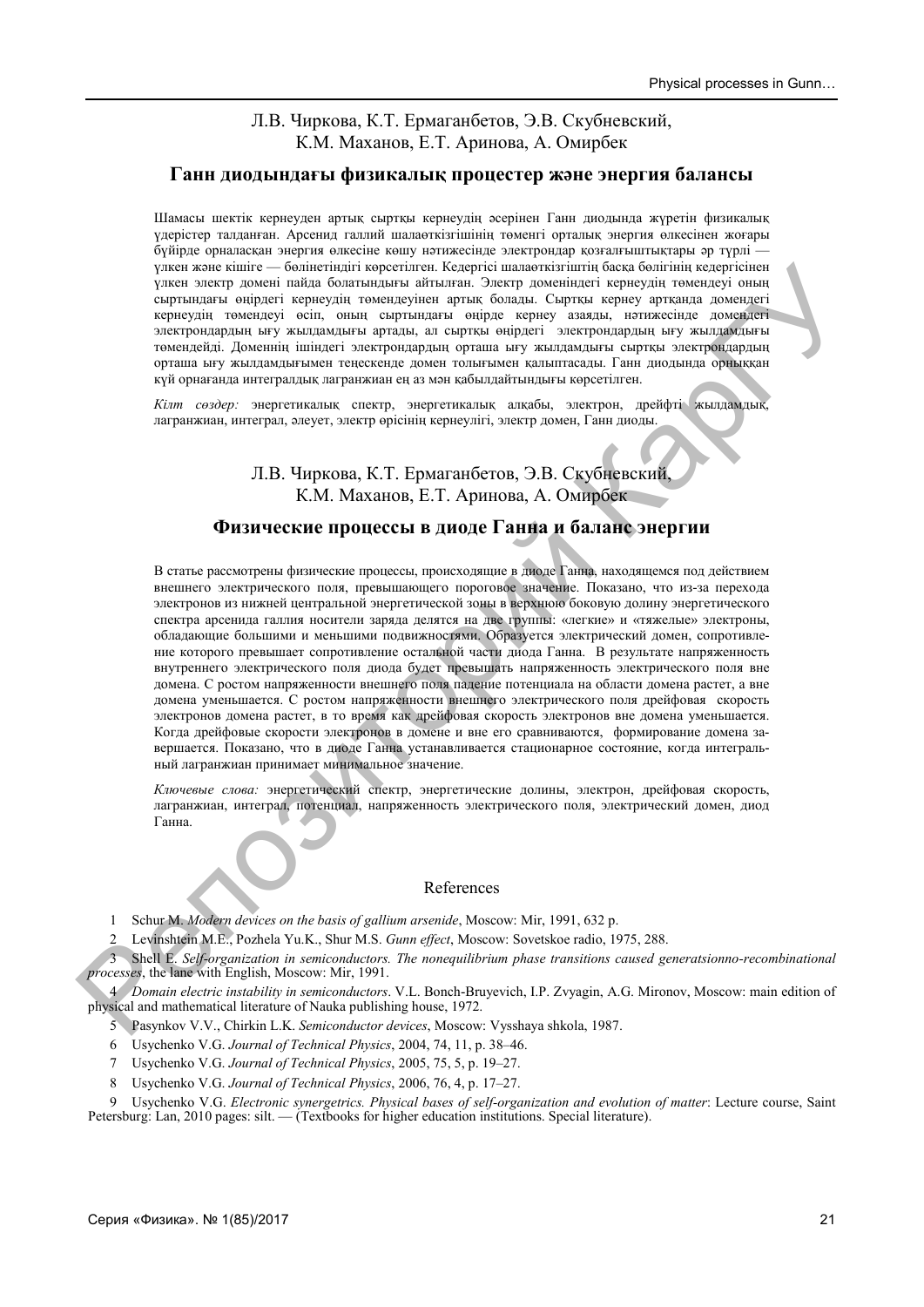Л.В. Чиркова, К.Т. Ермаганбетов, Э.В. Скубневский,
К.М. Маханов, Е.Т. Аринова, А. Омирбек

## Ганн диодындағы физикалық процестер және энергия балансы

Шамасы шектік кернеуден артық сыртқы кернеудің әсерінен Ганн диодында жүретін физикалық үдерістер талданған. Арсенид галлий шалаөткізгішінің төменгі орталық энергия өлкесінен жоғары бүйірде орналасқан энергия өлкесіне көшу нәтижесінде электрондар қозғалғыштықтары әр түрлі — үлкен және кішіге — бөлінетіндігі көрсетілген. Кедергісі шалаөткізгіштің басқа бөлігінің кедергісінен үлкен электр домені пайда болатындығы айтылған. Электр доменіндегі кернеудің төмендеуі оның сыртындағы өңірдегі кернеудің төмендеуінен артық болады. Сыртқы кернеу артқанда домендегі кернеудің төмендеуі өсіп, оның сыртындағы өңірде кернеу азаяды, нәтижесінде домендегі электрондардың ығу жылдамдығы артады, ал сыртқы өңірдегі электрондардың ығу жылдамдығы төмендейді. Доменнің ішіндегі электрондардың орташа ығу жылдамдығы сыртқы электрондардың орташа ығу жылдамдығымен теңескенде домен толығымен қалыптасады. Ганн диодында орныққан күй орнағанда интегралдық лагранжиан ең аз мән қабылдайтындығы көрсетілген.

*Кілт сөздер:* энергетикалық спектр, энергетикалық алқабы, электрон, дрейфті жылдамдық, лагранжиан, интеграл, әлеует, электр өрісінің кернеулігі, электр домен, Ганн диоды.

Л.В. Чиркова, К.Т. Ермаганбетов, Э.В. Скубневский,
К.М. Маханов, Е.Т. Аринова, А. Омирбек

## Физические процессы в диоде Ганна и баланс энергии

В статье рассмотрены физические процессы, происходящие в диоде Ганна, находящемся под действием внешнего электрического поля, превышающего пороговое значение. Показано, что из-за перехода электронов из нижней центральной энергетической зоны в верхнюю боковую долину энергетического спектра арсенида галлия носители заряда делятся на две группы: «легкие» и «тяжелые» электроны, обладающие большими и меньшими подвижностями. Образуется электрический домен, сопротивление которого превышает сопротивление остальной части диода Ганна. В результате напряженность внутреннего электрического поля диода будет превышать напряженность электрического поля вне домена. С ростом напряженности внешнего поля падение потенциала на области домена растет, а вне домена уменьшается. С ростом напряженности внешнего электрического поля дрейфовая скорость электронов домена растет, в то время как дрейфовая скорость электронов вне домена уменьшается. Когда дрейфовые скорости электронов в домене и вне его сравниваются, формирование домена завершается. Показано, что в диоде Ганна устанавливается стационарное состояние, когда интегральный лагранжиан принимает минимальное значение.

*Ключевые слова:* энергетический спектр, энергетические долины, электрон, дрейфовая скорость, лагранжиан, интеграл, потенциал, напряженность электрического поля, электрический домен, диод Ганна.

### References

1. Schur M. *Modern devices on the basis of gallium arsenide*, Moscow: Mir, 1991, 632 p.
2. Levinshtein M.E., Pozhela Yu.K., Shur M.S. *Gunn effect*, Moscow: Sovetskoe radio, 1975, 288.
3. Shell E. *Self-organization in semiconductors. The nonequilibrium phase transitions caused generatsionno-recombinational processes*, the lane with English, Moscow: Mir, 1991.
4. *Domain electric instability in semiconductors*. V.L. Bonch-Bruyevich, I.P. Zvyagin, A.G. Mironov, Moscow: main edition of physical and mathematical literature of Nauka publishing house, 1972.
5. Pasynkov V.V., Chirkin L.K. *Semiconductor devices*, Moscow: Vysshaya shkola, 1987.
6. Usychenko V.G. *Journal of Technical Physics*, 2004, 74, 11, p. 38–46.
7. Usychenko V.G. *Journal of Technical Physics*, 2005, 75, 5, p. 19–27.
8. Usychenko V.G. *Journal of Technical Physics*, 2006, 76, 4, p. 17–27.
9. Usychenko V.G. *Electronic synergetrics. Physical bases of self-organization and evolution of matter*: Lecture course, Saint Petersburg: Lan, 2010 pages: silt. — (Textbooks for higher education institutions. Special literature).